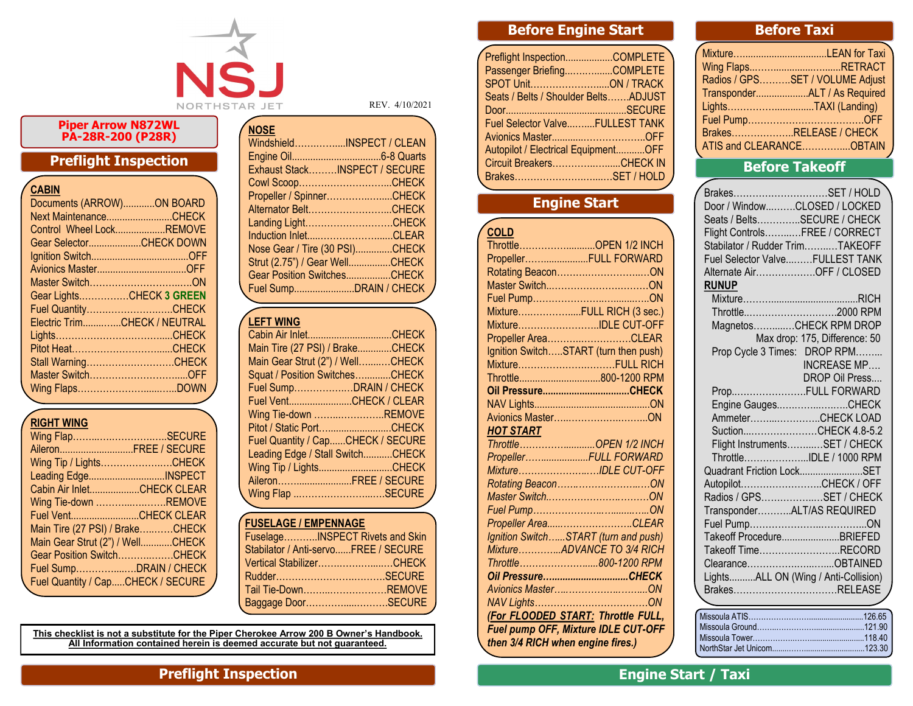NSJ
NORTHSTAR JET

REV. 4/10/2021

**Piper Arrow N872WL**
**PA-28R-200 (P28R)**

# Preflight Inspection

## CABIN

- Documents (ARROW)...........ON BOARD
- Next Maintenance........................CHECK
- Control Wheel Lock..................REMOVE
- Gear Selector...................CHECK DOWN
- Ignition Switch...................................OFF
- Avionics Master.................................OFF
- Master Switch........................................ON
- Gear Lights...............CHECK 3 GREEN
- Fuel Quantity...................................CHECK
- Electric Trim..............CHECK / NEUTRAL
- Lights.................................................CHECK
- Pitot Heat...........................................CHECK
- Stall Warning......................................CHECK
- Master Switch.......................................OFF
- Wing Flaps.........................................DOWN

## RIGHT WING

- Wing Flap.........................................SECURE
- Aileron............................FREE / SECURE
- Wing Tip / Lights..............................CHECK
- Leading Edge.................................INSPECT
- Cabin Air Inlet..................CHECK CLEAR
- Wing Tie-down ..............................REMOVE
- Fuel Vent..........................CHECK CLEAR
- Main Tire (27 PSI) / Brake...........CHECK
- Main Gear Strut (2") / Well...........CHECK
- Gear Position Switch........................CHECK
- Fuel Sump.............................DRAIN / CHECK
- Fuel Quantity / Cap.....CHECK / SECURE

## NOSE

- Windshield.......................INSPECT / CLEAN
- Engine Oil...................................6-8 Quarts
- Exhaust Stack.........INSPECT / SECURE
- Cowl Scoop........................................CHECK
- Propeller / Spinner.............................CHECK
- Alternator Belt....................................CHECK
- Landing Light......................................CHECK
- Induction Inlet.....................................CLEAR
- Nose Gear / Tire (30 PSI).............CHECK
- Strut (2.75") / Gear Well................CHECK
- Gear Position Switches.................CHECK
- Fuel Sump.......................DRAIN / CHECK

## LEFT WING

- Cabin Air Inlet.....................................CHECK
- Main Tire (27 PSI) / Brake.............CHECK
- Main Gear Strut (2") / Well............CHECK
- Squat / Position Switches.............CHECK
- Fuel Sump.............................DRAIN / CHECK
- Fuel Vent.............................CHECK / CLEAR
- Wing Tie-down ................................REMOVE
- Pitot / Static Port...............................CHECK
- Fuel Quantity / Cap......CHECK / SECURE
- Leading Edge / Stall Switch............CHECK
- Wing Tip / Lights..................................CHECK
- Aileron.................................FREE / SECURE
- Wing Flap ...........................................SECURE

## FUSELAGE / EMPENNAGE

- Fuselage...........INSPECT Rivets and Skin
- Stabilator / Anti-servo......FREE / SECURE
- Vertical Stabilizer.................................CHECK
- Rudder...............................................SECURE
- Tail Tie-Down....................................REMOVE
- Baggage Door.....................................SECURE

**This checklist is not a substitute for the Piper Cherokee Arrow 200 B Owner's Handbook. All Information contained herein is deemed accurate but not guaranteed.**

# Before Engine Start

- Preflight Inspection.................COMPLETE
- Passenger Briefing.................COMPLETE
- SPOT Unit..............................ON / TRACK
- Seats / Belts / Shoulder Belts.......ADJUST
- Door.................................................SECURE
- Fuel Selector Valve..........FULLEST TANK
- Avionics Master......................................OFF
- Autopilot / Electrical Equipment...........OFF
- Circuit Breakers.........................CHECK IN
- Brakes......................................SET / HOLD

# Engine Start

## COLD

- Throttle..................................OPEN 1/2 INCH
- Propeller...............................FULL FORWARD
- Rotating Beacon...........................................ON
- Master Switch................................................ON
- Fuel Pump.......................................................ON
- Mixture...............................FULL RICH (3 sec.)
- Mixture.....................................IDLE CUT-OFF
- Propeller Area...........................................CLEAR
- Ignition Switch.....START (turn then push)
- Mixture.........................................FULL RICH
- Throttle.........................................800-1200 RPM
- **Oil Pressure..............................................CHECK**
- NAV Lights......................................................ON
- Avionics Master.............................................ON

## *HOT START*

- *Throttle..................................OPEN 1/2 INCH*
- *Propeller...............................FULL FORWARD*
- *Mixture.....................................IDLE CUT-OFF*
- *Rotating Beacon...........................................ON*
- *Master Switch................................................ON*
- *Fuel Pump.......................................................ON*
- *Propeller Area...........................................CLEAR*
- *Ignition Switch......START (turn and push)*
- *Mixture.............................ADVANCE TO 3/4 RICH*
- *Throttle.........................................800-1200 RPM*
- ***Oil Pressure..............................................CHECK***
- *Avionics Master.............................................ON*
- *NAV Lights......................................................ON*

***(For FLOODED START: Throttle FULL, Fuel pump OFF, Mixture IDLE CUT-OFF then 3/4 RICH when engine fires.)***

# Before Taxi

- Mixture........................................LEAN for Taxi
- Wing Flaps.........................................RETRACT
- Radios / GPS..........SET / VOLUME Adjust
- Transponder....................ALT / As Required
- Lights..................................TAXI (Landing)
- Fuel Pump.................................................OFF
- Brakes...........................RELEASE / CHECK
- ATIS and CLEARANCE.....................OBTAIN

# Before Takeoff

- Brakes.....................................SET / HOLD
- Door / Window..........CLOSED / LOCKED
- Seats / Belts..............SECURE / CHECK
- Flight Controls............FREE / CORRECT
- Stabilator / Rudder Trim...........TAKEOFF
- Fuel Selector Valve.........FULLEST TANK
- Alternate Air..........................OFF / CLOSED

## RUNUP

- Mixture..................................................RICH
- Throttle.........................................2000 RPM
- Magnetos..............CHECK RPM DROP
  - Max drop: 175, Difference: 50
- Prop Cycle 3 Times: DROP RPM.........
  - INCREASE MP....
  - DROP Oil Press....
- Prop..................................FULL FORWARD
- Engine Gauges....................................CHECK
- Ammeter.................................CHECK LOAD
- Suction......................................CHECK 4.8-5.2
- Flight Instruments............SET / CHECK
- Throttle.................................IDLE / 1000 RPM

- Quadrant Friction Lock.............................SET
- Autopilot.......................................CHECK / OFF
- Radios / GPS..............................SET / CHECK
- Transponder...........ALT/AS REQUIRED
- Fuel Pump.......................................................ON
- Takeoff Procedure.............................BRIEFED
- Takeoff Time.......................................RECORD
- Clearance..........................................OBTAINED
- Lights..........ALL ON (Wing / Anti-Collision)
- Brakes.............................................RELEASE

| | |
|---|---|
| Missoula ATIS | 126.65 |
| Missoula Ground | 121.90 |
| Missoula Tower | 118.40 |
| NorthStar Jet Unicom | 123.30 |

# Preflight Inspection

# Engine Start / Taxi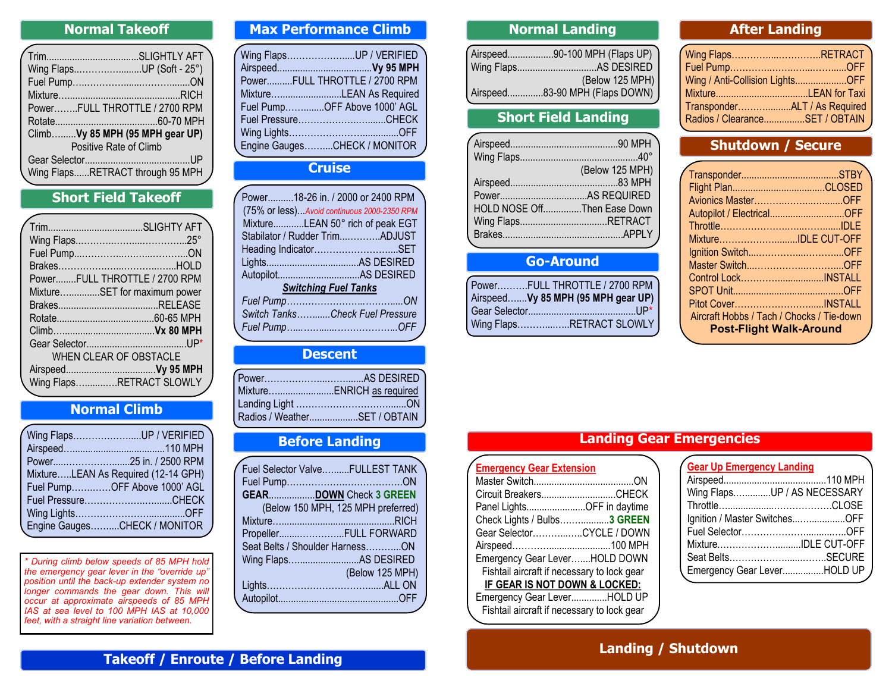## Normal Takeoff

- Trim....SLIGHTLY AFT
- Wing Flaps....UP (Soft - 25°)
- Fuel Pump....ON
- Mixture....RICH
- Power....FULL THROTTLE / 2700 RPM
- Rotate....60-70 MPH
- Climb....**Vy 85 MPH (95 MPH gear UP)**
- Positive Rate of Climb
- Gear Selector....UP
- Wing Flaps....RETRACT through 95 MPH

## Short Field Takeoff

- Trim....SLIGHTLY AFT
- Wing Flaps....25°
- Fuel Pump....ON
- Brakes....HOLD
- Power....FULL THROTTLE / 2700 RPM
- Mixture....SET for maximum power
- Brakes....RELEASE
- Rotate....60-65 MPH
- Climb....**Vx 80 MPH**
- Gear Selector....UP*
- WHEN CLEAR OF OBSTACLE
- Airspeed....**Vy 95 MPH**
- Wing Flaps....RETRACT SLOWLY

## Normal Climb

- Wing Flaps....UP / VERIFIED
- Airspeed....110 MPH
- Power....25 in. / 2500 RPM
- Mixture....LEAN As Required (12-14 GPH)
- Fuel Pump....OFF Above 1000' AGL
- Fuel Pressure....CHECK
- Wing Lights....OFF
- Engine Gauges....CHECK / MONITOR

*\* During climb below speeds of 85 MPH hold the emergency gear lever in the "override up" position until the back-up extender system no longer commands the gear down. This will occur at approximate airspeeds of 85 MPH IAS at sea level to 100 MPH IAS at 10,000 feet, with a straight line variation between.*

## Max Performance Climb

- Wing Flaps....UP / VERIFIED
- Airspeed....**Vy 95 MPH**
- Power....FULL THROTTLE / 2700 RPM
- Mixture....LEAN As Required
- Fuel Pump....OFF Above 1000' AGL
- Fuel Pressure....CHECK
- Wing Lights....OFF
- Engine Gauges....CHECK / MONITOR

## Cruise

- Power....18-26 in. / 2000 or 2400 RPM (75% or less)...*Avoid continuous 2000-2350 RPM*
- Mixture....LEAN 50° rich of peak EGT
- Stabilator / Rudder Trim....ADJUST
- Heading Indicator....SET
- Lights....AS DESIRED
- Autopilot....AS DESIRED

***Switching Fuel Tanks***

- *Fuel Pump....ON*
- *Switch Tanks....Check Fuel Pressure*
- *Fuel Pump....OFF*

## Descent

- Power....AS DESIRED
- Mixture....ENRICH as required
- Landing Light....ON
- Radios / Weather....SET / OBTAIN

## Before Landing

- Fuel Selector Valve....FULLEST TANK
- Fuel Pump....ON
- **GEAR**....**DOWN** Check **3 GREEN** (Below 150 MPH, 125 MPH preferred)
- Mixture....RICH
- Propeller....FULL FORWARD
- Seat Belts / Shoulder Harness....ON
- Wing Flaps....AS DESIRED (Below 125 MPH)
- Lights....ALL ON
- Autopilot....OFF

# Takeoff / Enroute / Before Landing

## Normal Landing

- Airspeed....90-100 MPH (Flaps UP)
- Wing Flaps....AS DESIRED (Below 125 MPH)
- Airspeed....83-90 MPH (Flaps DOWN)

## Short Field Landing

- Airspeed....90 MPH
- Wing Flaps....40° (Below 125 MPH)
- Airspeed....83 MPH
- Power....AS REQUIRED
- HOLD NOSE Off....Then Ease Down
- Wing Flaps....RETRACT
- Brakes....APPLY

## Go-Around

- Power....FULL THROTTLE / 2700 RPM
- Airspeed....**Vy 85 MPH (95 MPH gear UP)**
- Gear Selector....UP*
- Wing Flaps....RETRACT SLOWLY

## After Landing

- Wing Flaps....RETRACT
- Fuel Pump....OFF
- Wing / Anti-Collision Lights....OFF
- Mixture....LEAN for Taxi
- Transponder....ALT / As Required
- Radios / Clearance....SET / OBTAIN

## Shutdown / Secure

- Transponder....STBY
- Flight Plan....CLOSED
- Avionics Master....OFF
- Autopilot / Electrical....OFF
- Throttle....IDLE
- Mixture....IDLE CUT-OFF
- Ignition Switch....OFF
- Master Switch....OFF
- Control Lock....INSTALL
- SPOT Unit....OFF
- Pitot Cover....INSTALL
- Aircraft Hobbs / Tach / Chocks / Tie-down
- **Post-Flight Walk-Around**

## Landing Gear Emergencies

### Emergency Gear Extension

- Master Switch....ON
- Circuit Breakers....CHECK
- Panel Lights....OFF in daytime
- Check Lights / Bulbs....**3 GREEN**
- Gear Selector....CYCLE / DOWN
- Airspeed....100 MPH
- Emergency Gear Lever....HOLD DOWN
- Fishtail aircraft if necessary to lock gear

**IF GEAR IS NOT DOWN & LOCKED:**

- Emergency Gear Lever....HOLD UP
- Fishtail aircraft if necessary to lock gear

### Gear Up Emergency Landing

- Airspeed....110 MPH
- Wing Flaps....UP / AS NECESSARY
- Throttle....CLOSE
- Ignition / Master Switches....OFF
- Fuel Selector....OFF
- Mixture....IDLE CUT-OFF
- Seat Belts....SECURE
- Emergency Gear Lever....HOLD UP

# Landing / Shutdown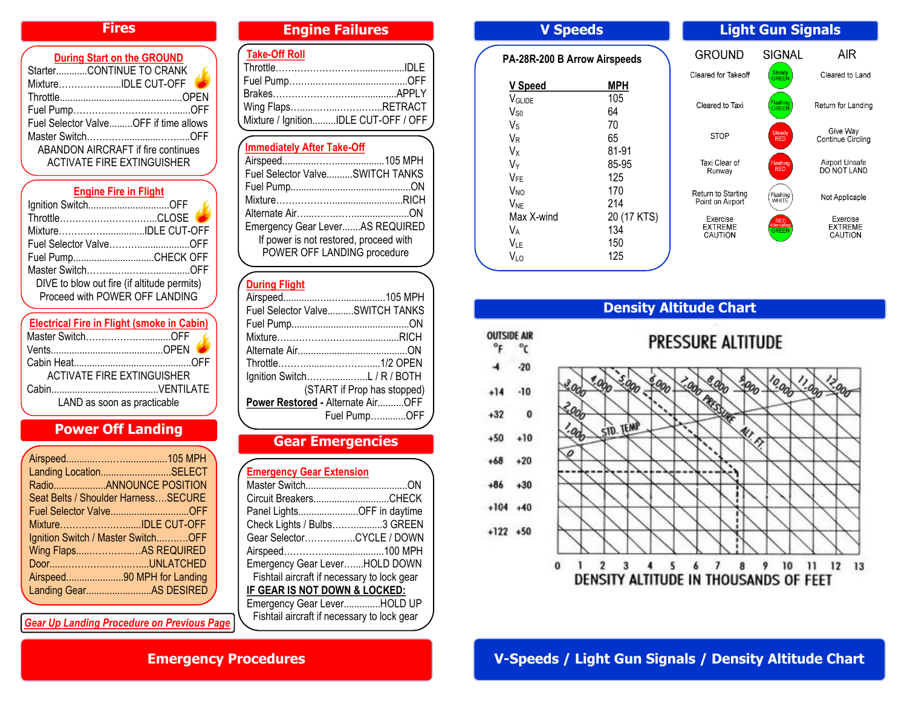# Fires

### During Start on the GROUND

Starter............CONTINUE TO CRANK
Mixture…………….......IDLE CUT-OFF
Throttle...............................................OPEN
Fuel Pump………….………………......OFF
Fuel Selector Valve.........OFF if time allows
Master Switch………...........……......OFF
ABANDON AIRCRAFT if fire continues
ACTIVATE FIRE EXTINGUISHER

### Engine Fire in Flight

Ignition Switch...............................OFF
Throttle…………………………..CLOSE
Mixture……………...............IDLE CUT-OFF
Fuel Selector Valve………....................OFF
Fuel Pump...............................CHECK OFF
Master Switch………….……….............OFF
DIVE to blow out fire (if altitude permits)
Proceed with POWER OFF LANDING

### Electrical Fire in Flight (smoke in Cabin)

Master Switch……………….........OFF
Vents...........................................OPEN
Cabin Heat.............................................OFF
ACTIVATE FIRE EXTINGUISHER
Cabin........................................VENTILATE
LAND as soon as practicable

# Power Off Landing

Airspeed...........………................105 MPH
Landing Location..........................SELECT
Radio....................ANNOUNCE POSITION
Seat Belts / Shoulder Harness….SECURE
Fuel Selector Valve.............................OFF
Mixture……………….........IDLE CUT-OFF
Ignition Switch / Master Switch……….OFF
Wing Flaps.....………..........AS REQUIRED
Door.....……………………......UNLATCHED
Airspeed......................90 MPH for Landing
Landing Gear.........................AS DESIRED

*Gear Up Landing Procedure on Previous Page*

# Engine Failures

### Take-Off Roll

Throttle……………………….................IDLE
Fuel Pump…….....….…........................OFF
Brakes……………………....…............APPLY
Wing Flaps….....……...…………..RETRACT
Mixture / Ignition.........IDLE CUT-OFF / OFF

### Immediately After Take-Off

Airspeed............…..................105 MPH
Fuel Selector Valve..........SWITCH TANKS
Fuel Pump...............................................ON
Mixture………………............................RICH
Alternate Air…...……….......................ON
Emergency Gear Lever.......AS REQUIRED
If power is not restored, proceed with
POWER OFF LANDING procedure

### During Flight

Airspeed.........…….…...............105 MPH
Fuel Selector Valve..........SWITCH TANKS
Fuel Pump..............................................ON
Mixture……………………...................RICH
Alternate Air..........................................ON
Throttle………..........……….....1/2 OPEN
Ignition Switch………..........L / R / BOTH
(START if Prop has stopped)
**Power Restored** - Alternate Air..........OFF
Fuel Pump….........OFF

# Gear Emergencies

### Emergency Gear Extension

Master Switch.......................................ON
Circuit Breakers.............................CHECK
Panel Lights.......................OFF in daytime
Check Lights / Bulbs……..........3 GREEN
Gear Selector……...........CYCLE / DOWN
Airspeed…………..........................100 MPH
Emergency Gear Lever.......HOLD DOWN
Fishtail aircraft if necessary to lock gear
**IF GEAR IS NOT DOWN & LOCKED:**
Emergency Gear Lever.............HOLD UP
Fishtail aircraft if necessary to lock gear

# Emergency Procedures

# V Speeds

**PA-28R-200 B Arrow Airspeeds**

| V Speed | MPH |
|---|---|
| $V_{GLIDE}$ | 105 |
| $V_{S0}$ | 64 |
| $V_S$ | 70 |
| $V_R$ | 65 |
| $V_X$ | 81-91 |
| $V_Y$ | 85-95 |
| $V_{FE}$ | 125 |
| $V_{NO}$ | 170 |
| $V_{NE}$ | 214 |
| Max X-wind | 20 (17 KTS) |
| $V_A$ | 134 |
| $V_{LE}$ | 150 |
| $V_{LO}$ | 125 |

# Light Gun Signals

| GROUND | SIGNAL | AIR |
|---|---|---|
| Cleared for Takeoff | Steady GREEN | Cleared to Land |
| Cleared to Taxi | Flashing GREEN | Return for Landing |
| STOP | Steady RED | Give Way Continue Circling |
| Taxi Clear of Runway | Flashing RED | Airport Unsafe DO NOT LAND |
| Return to Starting Point on Airport | Flashing WHITE | Not Applicable |
| Exercise EXTREME CAUTION | RED Alternating GREEN | Exercise EXTREME CAUTION |

# Density Altitude Chart

PRESSURE ALTITUDE

OUTSIDE AIR
°F °C
-4 -20
+14 -10
+32 0
+50 +10
+68 +20
+86 +30
+104 +40
+122 +50

0, 1,000, 2,000, 3,000, 4,000, 5,000, 6,000, 7,000, 8,000, 9,000, 10,000, 11,000, 12,000

STD. TEMP
PRESSURE ALT. FT.

0 1 2 3 4 5 6 7 8 9 10 11 12 13
DENSITY ALTITUDE IN THOUSANDS OF FEET

# V-Speeds / Light Gun Signals / Density Altitude Chart